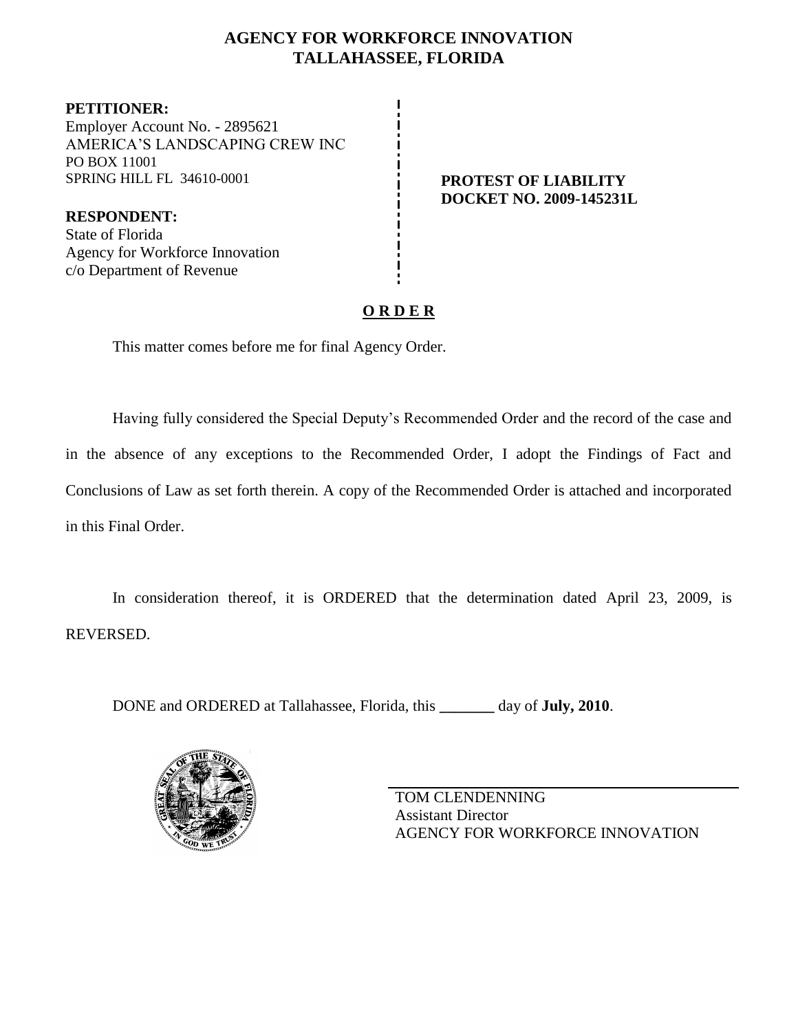# AGENCY FOR WORKFORCE INNOVATION
## TALLAHASSEE, FLORIDA

**PETITIONER:**
Employer Account No. - 2895621
AMERICA'S LANDSCAPING CREW INC
PO BOX 11001
SPRING HILL FL 34610-0001

**RESPONDENT:**
State of Florida
Agency for Workforce Innovation
c/o Department of Revenue

**PROTEST OF LIABILITY**
**DOCKET NO. 2009-145231L**

**O R D E R**

This matter comes before me for final Agency Order.

Having fully considered the Special Deputy's Recommended Order and the record of the case and in the absence of any exceptions to the Recommended Order, I adopt the Findings of Fact and Conclusions of Law as set forth therein. A copy of the Recommended Order is attached and incorporated in this Final Order.

In consideration thereof, it is ORDERED that the determination dated April 23, 2009, is REVERSED.

DONE and ORDERED at Tallahassee, Florida, this _______ day of **July, 2010**.

TOM CLENDENNING
Assistant Director
AGENCY FOR WORKFORCE INNOVATION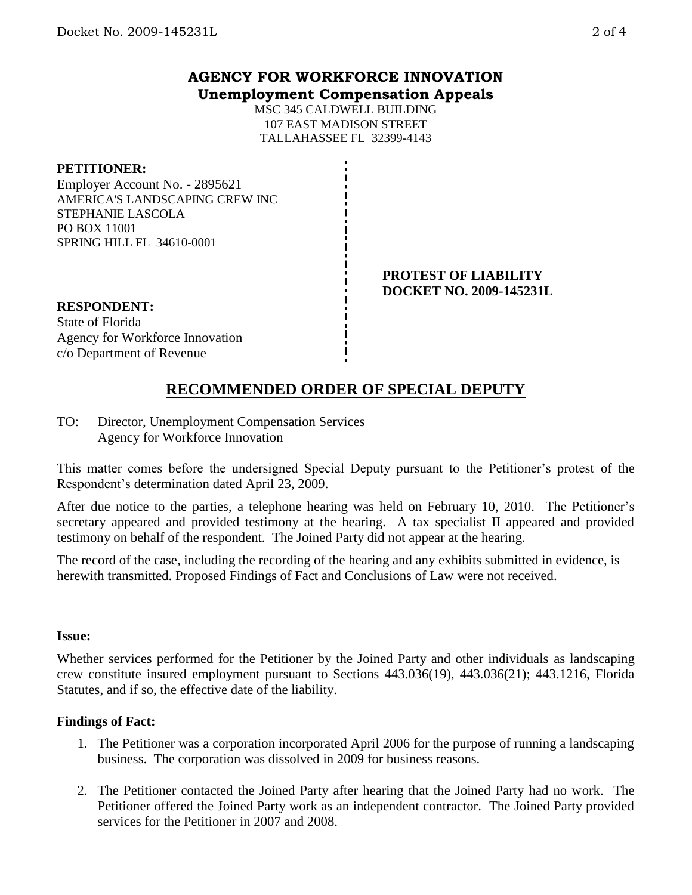# AGENCY FOR WORKFORCE INNOVATION
## Unemployment Compensation Appeals

MSC 345 CALDWELL BUILDING
107 EAST MADISON STREET
TALLAHASSEE FL 32399-4143

**PETITIONER:**
Employer Account No. - 2895621
AMERICA'S LANDSCAPING CREW INC
STEPHANIE LASCOLA
PO BOX 11001
SPRING HILL FL 34610-0001

**PROTEST OF LIABILITY**
**DOCKET NO. 2009-145231L**

**RESPONDENT:**
State of Florida
Agency for Workforce Innovation
c/o Department of Revenue

## RECOMMENDED ORDER OF SPECIAL DEPUTY

TO: Director, Unemployment Compensation Services
Agency for Workforce Innovation

This matter comes before the undersigned Special Deputy pursuant to the Petitioner's protest of the Respondent's determination dated April 23, 2009.

After due notice to the parties, a telephone hearing was held on February 10, 2010. The Petitioner's secretary appeared and provided testimony at the hearing. A tax specialist II appeared and provided testimony on behalf of the respondent. The Joined Party did not appear at the hearing.

The record of the case, including the recording of the hearing and any exhibits submitted in evidence, is herewith transmitted. Proposed Findings of Fact and Conclusions of Law were not received.

**Issue:**

Whether services performed for the Petitioner by the Joined Party and other individuals as landscaping crew constitute insured employment pursuant to Sections 443.036(19), 443.036(21); 443.1216, Florida Statutes, and if so, the effective date of the liability.

**Findings of Fact:**

1. The Petitioner was a corporation incorporated April 2006 for the purpose of running a landscaping business. The corporation was dissolved in 2009 for business reasons.

2. The Petitioner contacted the Joined Party after hearing that the Joined Party had no work. The Petitioner offered the Joined Party work as an independent contractor. The Joined Party provided services for the Petitioner in 2007 and 2008.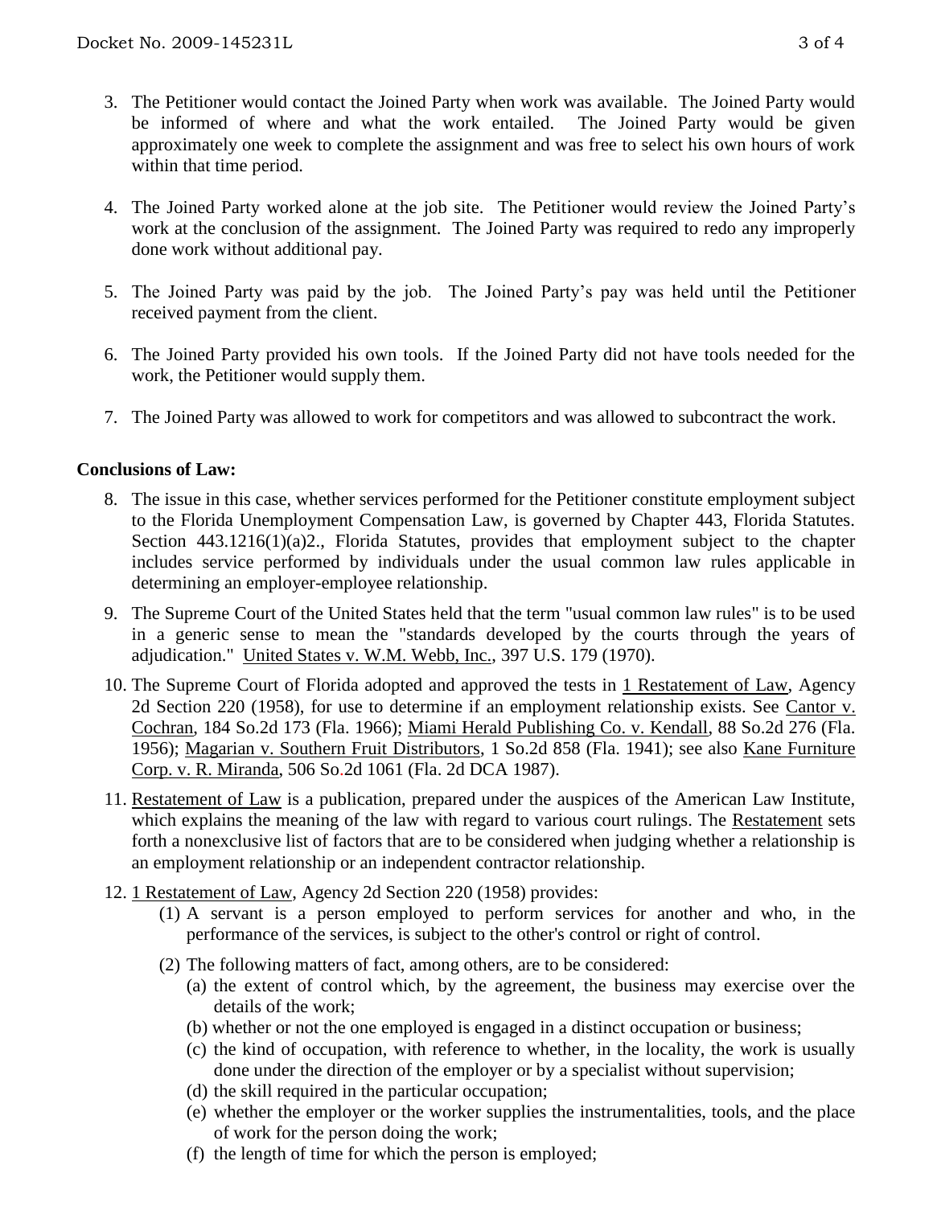3. The Petitioner would contact the Joined Party when work was available. The Joined Party would be informed of where and what the work entailed. The Joined Party would be given approximately one week to complete the assignment and was free to select his own hours of work within that time period.

4. The Joined Party worked alone at the job site. The Petitioner would review the Joined Party's work at the conclusion of the assignment. The Joined Party was required to redo any improperly done work without additional pay.

5. The Joined Party was paid by the job. The Joined Party's pay was held until the Petitioner received payment from the client.

6. The Joined Party provided his own tools. If the Joined Party did not have tools needed for the work, the Petitioner would supply them.

7. The Joined Party was allowed to work for competitors and was allowed to subcontract the work.

**Conclusions of Law:**

8. The issue in this case, whether services performed for the Petitioner constitute employment subject to the Florida Unemployment Compensation Law, is governed by Chapter 443, Florida Statutes. Section 443.1216(1)(a)2., Florida Statutes, provides that employment subject to the chapter includes service performed by individuals under the usual common law rules applicable in determining an employer-employee relationship.

9. The Supreme Court of the United States held that the term "usual common law rules" is to be used in a generic sense to mean the "standards developed by the courts through the years of adjudication." United States v. W.M. Webb, Inc., 397 U.S. 179 (1970).

10. The Supreme Court of Florida adopted and approved the tests in 1 Restatement of Law, Agency 2d Section 220 (1958), for use to determine if an employment relationship exists. See Cantor v. Cochran, 184 So.2d 173 (Fla. 1966); Miami Herald Publishing Co. v. Kendall, 88 So.2d 276 (Fla. 1956); Magarian v. Southern Fruit Distributors, 1 So.2d 858 (Fla. 1941); see also Kane Furniture Corp. v. R. Miranda, 506 So.2d 1061 (Fla. 2d DCA 1987).

11. Restatement of Law is a publication, prepared under the auspices of the American Law Institute, which explains the meaning of the law with regard to various court rulings. The Restatement sets forth a nonexclusive list of factors that are to be considered when judging whether a relationship is an employment relationship or an independent contractor relationship.

12. 1 Restatement of Law, Agency 2d Section 220 (1958) provides:
    (1) A servant is a person employed to perform services for another and who, in the performance of the services, is subject to the other's control or right of control.
    (2) The following matters of fact, among others, are to be considered:
        (a) the extent of control which, by the agreement, the business may exercise over the details of the work;
        (b) whether or not the one employed is engaged in a distinct occupation or business;
        (c) the kind of occupation, with reference to whether, in the locality, the work is usually done under the direction of the employer or by a specialist without supervision;
        (d) the skill required in the particular occupation;
        (e) whether the employer or the worker supplies the instrumentalities, tools, and the place of work for the person doing the work;
        (f) the length of time for which the person is employed;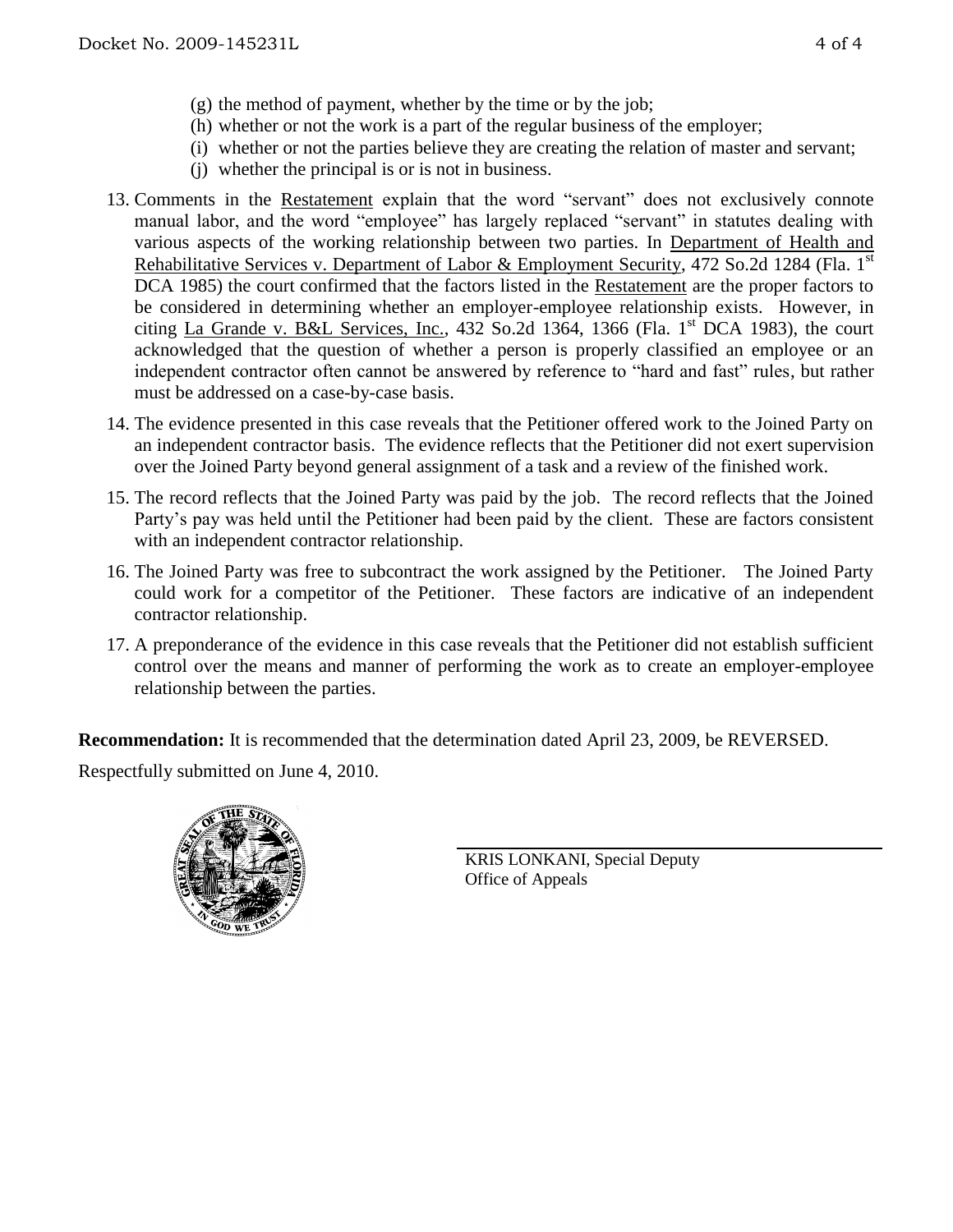(g) the method of payment, whether by the time or by the job;
(h) whether or not the work is a part of the regular business of the employer;
(i) whether or not the parties believe they are creating the relation of master and servant;
(j) whether the principal is or is not in business.

13. Comments in the Restatement explain that the word "servant" does not exclusively connote manual labor, and the word "employee" has largely replaced "servant" in statutes dealing with various aspects of the working relationship between two parties. In Department of Health and Rehabilitative Services v. Department of Labor & Employment Security, 472 So.2d 1284 (Fla. 1st DCA 1985) the court confirmed that the factors listed in the Restatement are the proper factors to be considered in determining whether an employer-employee relationship exists. However, in citing La Grande v. B&L Services, Inc., 432 So.2d 1364, 1366 (Fla. 1st DCA 1983), the court acknowledged that the question of whether a person is properly classified an employee or an independent contractor often cannot be answered by reference to "hard and fast" rules, but rather must be addressed on a case-by-case basis.

14. The evidence presented in this case reveals that the Petitioner offered work to the Joined Party on an independent contractor basis. The evidence reflects that the Petitioner did not exert supervision over the Joined Party beyond general assignment of a task and a review of the finished work.

15. The record reflects that the Joined Party was paid by the job. The record reflects that the Joined Party's pay was held until the Petitioner had been paid by the client. These are factors consistent with an independent contractor relationship.

16. The Joined Party was free to subcontract the work assigned by the Petitioner. The Joined Party could work for a competitor of the Petitioner. These factors are indicative of an independent contractor relationship.

17. A preponderance of the evidence in this case reveals that the Petitioner did not establish sufficient control over the means and manner of performing the work as to create an employer-employee relationship between the parties.

**Recommendation:** It is recommended that the determination dated April 23, 2009, be REVERSED.

Respectfully submitted on June 4, 2010.

KRIS LONKANI, Special Deputy
Office of Appeals